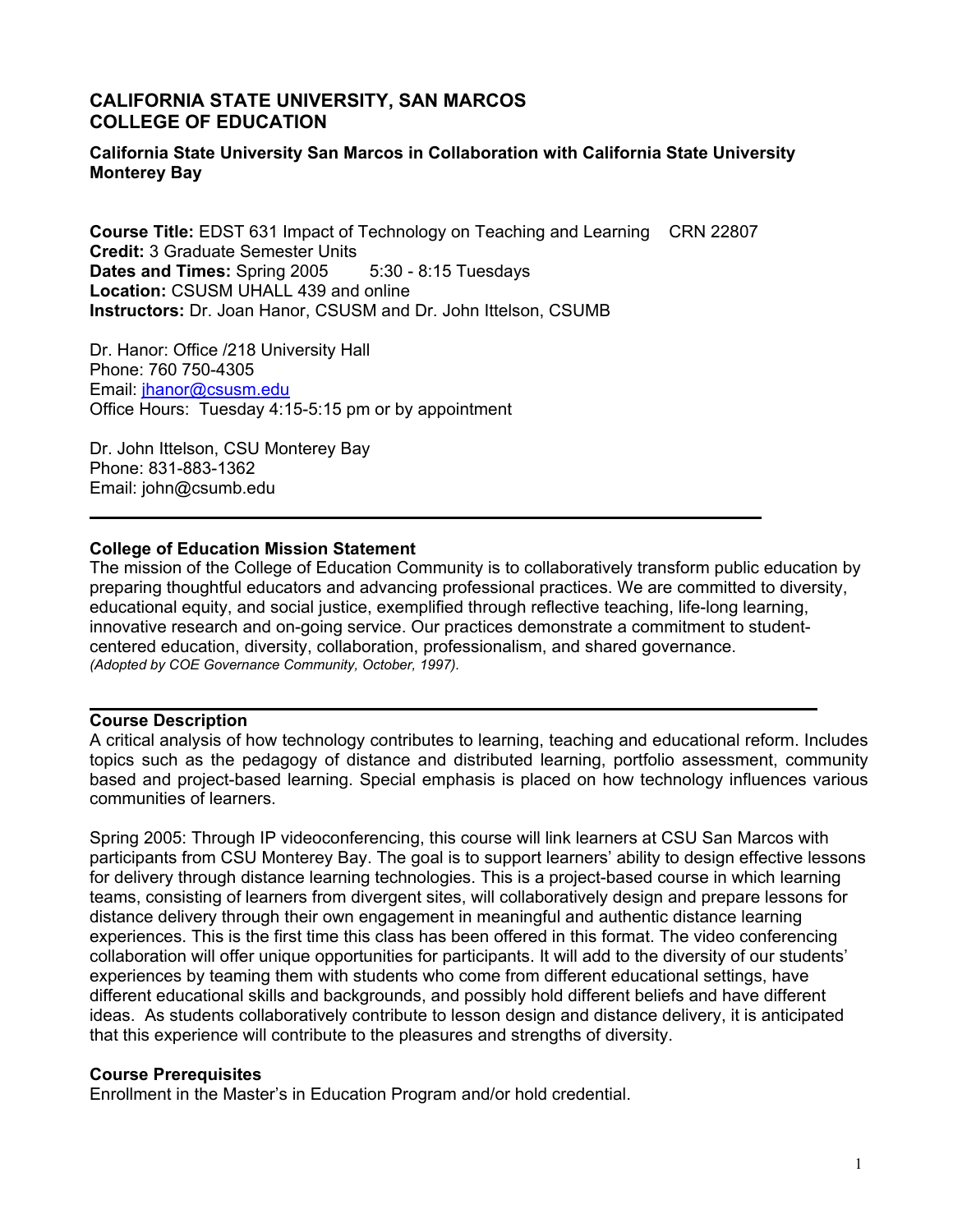# CALIFORNIA STATE UNIVERSITY, SAN MARCOS
# COLLEGE OF EDUCATION

### California State University San Marcos in Collaboration with California State University Monterey Bay

**Course Title:** EDST 631 Impact of Technology on Teaching and Learning CRN 22807
**Credit:** 3 Graduate Semester Units
**Dates and Times:** Spring 2005 5:30 - 8:15 Tuesdays
**Location:** CSUSM UHALL 439 and online
**Instructors:** Dr. Joan Hanor, CSUSM and Dr. John Ittelson, CSUMB

Dr. Hanor: Office /218 University Hall
Phone: 760 750-4305
Email: jhanor@csusm.edu
Office Hours: Tuesday 4:15-5:15 pm or by appointment

Dr. John Ittelson, CSU Monterey Bay
Phone: 831-883-1362
Email: john@csumb.edu

---

**College of Education Mission Statement**
The mission of the College of Education Community is to collaboratively transform public education by preparing thoughtful educators and advancing professional practices. We are committed to diversity, educational equity, and social justice, exemplified through reflective teaching, life-long learning, innovative research and on-going service. Our practices demonstrate a commitment to student-centered education, diversity, collaboration, professionalism, and shared governance.
*(Adopted by COE Governance Community, October, 1997).*

---

**Course Description**
A critical analysis of how technology contributes to learning, teaching and educational reform. Includes topics such as the pedagogy of distance and distributed learning, portfolio assessment, community based and project-based learning. Special emphasis is placed on how technology influences various communities of learners.

Spring 2005: Through IP videoconferencing, this course will link learners at CSU San Marcos with participants from CSU Monterey Bay. The goal is to support learners' ability to design effective lessons for delivery through distance learning technologies. This is a project-based course in which learning teams, consisting of learners from divergent sites, will collaboratively design and prepare lessons for distance delivery through their own engagement in meaningful and authentic distance learning experiences. This is the first time this class has been offered in this format. The video conferencing collaboration will offer unique opportunities for participants. It will add to the diversity of our students' experiences by teaming them with students who come from different educational settings, have different educational skills and backgrounds, and possibly hold different beliefs and have different ideas. As students collaboratively contribute to lesson design and distance delivery, it is anticipated that this experience will contribute to the pleasures and strengths of diversity.

**Course Prerequisites**
Enrollment in the Master's in Education Program and/or hold credential.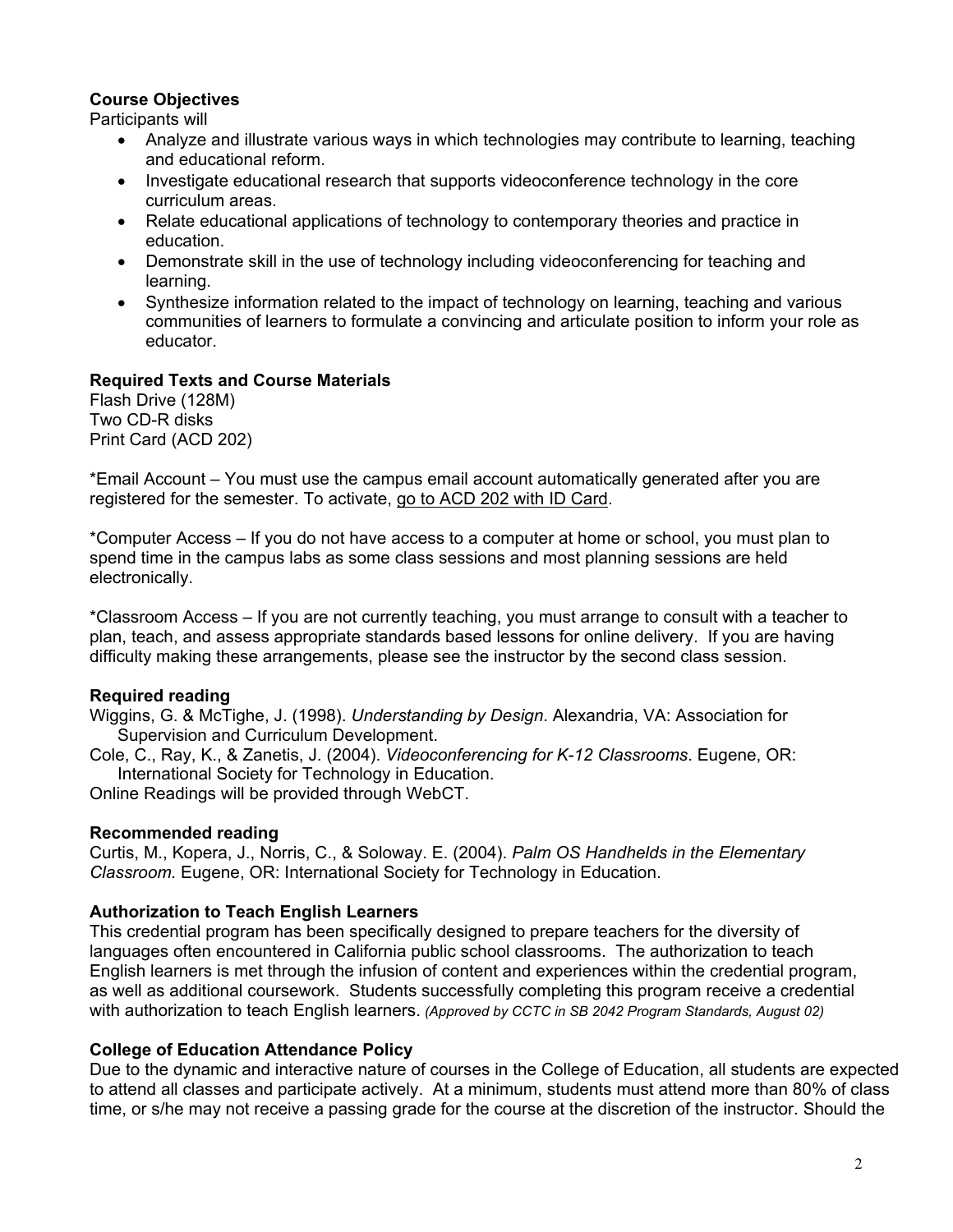**Course Objectives**

Participants will

- Analyze and illustrate various ways in which technologies may contribute to learning, teaching and educational reform.
- Investigate educational research that supports videoconference technology in the core curriculum areas.
- Relate educational applications of technology to contemporary theories and practice in education.
- Demonstrate skill in the use of technology including videoconferencing for teaching and learning.
- Synthesize information related to the impact of technology on learning, teaching and various communities of learners to formulate a convincing and articulate position to inform your role as educator.

**Required Texts and Course Materials**

Flash Drive (128M)
Two CD-R disks
Print Card (ACD 202)

*Email Account – You must use the campus email account automatically generated after you are registered for the semester. To activate, go to ACD 202 with ID Card.

*Computer Access – If you do not have access to a computer at home or school, you must plan to spend time in the campus labs as some class sessions and most planning sessions are held electronically.

*Classroom Access – If you are not currently teaching, you must arrange to consult with a teacher to plan, teach, and assess appropriate standards based lessons for online delivery. If you are having difficulty making these arrangements, please see the instructor by the second class session.

**Required reading**

Wiggins, G. & McTighe, J. (1998). *Understanding by Design*. Alexandria, VA: Association for Supervision and Curriculum Development.

Cole, C., Ray, K., & Zanetis, J. (2004). *Videoconferencing for K-12 Classrooms*. Eugene, OR: International Society for Technology in Education.

Online Readings will be provided through WebCT.

**Recommended reading**

Curtis, M., Kopera, J., Norris, C., & Soloway. E. (2004). *Palm OS Handhelds in the Elementary Classroom.* Eugene, OR: International Society for Technology in Education.

**Authorization to Teach English Learners**

This credential program has been specifically designed to prepare teachers for the diversity of languages often encountered in California public school classrooms. The authorization to teach English learners is met through the infusion of content and experiences within the credential program, as well as additional coursework. Students successfully completing this program receive a credential with authorization to teach English learners. *(Approved by CCTC in SB 2042 Program Standards, August 02)*

**College of Education Attendance Policy**

Due to the dynamic and interactive nature of courses in the College of Education, all students are expected to attend all classes and participate actively. At a minimum, students must attend more than 80% of class time, or s/he may not receive a passing grade for the course at the discretion of the instructor. Should the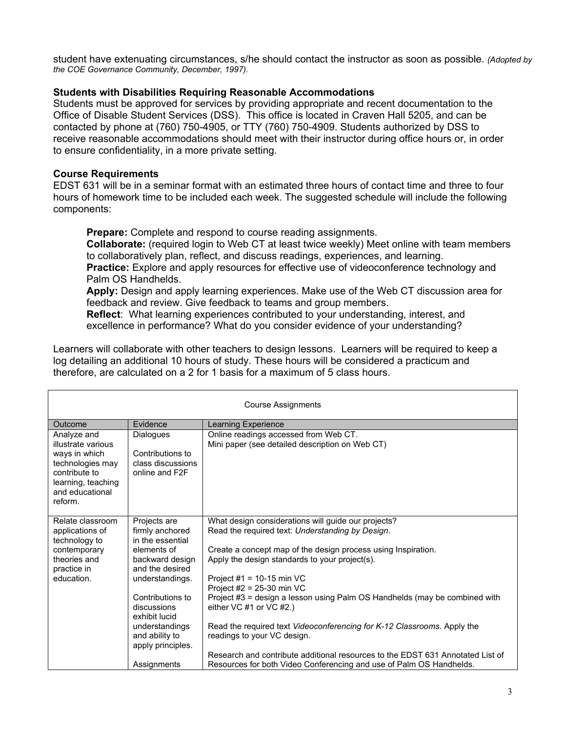student have extenuating circumstances, s/he should contact the instructor as soon as possible. *(Adopted by the COE Governance Community, December, 1997).*

**Students with Disabilities Requiring Reasonable Accommodations**
Students must be approved for services by providing appropriate and recent documentation to the Office of Disable Student Services (DSS). This office is located in Craven Hall 5205, and can be contacted by phone at (760) 750-4905, or TTY (760) 750-4909. Students authorized by DSS to receive reasonable accommodations should meet with their instructor during office hours or, in order to ensure confidentiality, in a more private setting.

**Course Requirements**
EDST 631 will be in a seminar format with an estimated three hours of contact time and three to four hours of homework time to be included each week. The suggested schedule will include the following components:

> **Prepare:** Complete and respond to course reading assignments.
> **Collaborate:** (required login to Web CT at least twice weekly) Meet online with team members to collaboratively plan, reflect, and discuss readings, experiences, and learning.
> **Practice:** Explore and apply resources for effective use of videoconference technology and Palm OS Handhelds.
> **Apply:** Design and apply learning experiences. Make use of the Web CT discussion area for feedback and review. Give feedback to teams and group members.
> **Reflect**: What learning experiences contributed to your understanding, interest, and excellence in performance? What do you consider evidence of your understanding?

Learners will collaborate with other teachers to design lessons. Learners will be required to keep a log detailing an additional 10 hours of study. These hours will be considered a practicum and therefore, are calculated on a 2 for 1 basis for a maximum of 5 class hours.

| Course Assignments | | |
|---|---|---|
| Outcome | Evidence | Learning Experience |
| Analyze and illustrate various ways in which technologies may contribute to learning, teaching and educational reform. | Dialogues<br><br>Contributions to class discussions online and F2F | Online readings accessed from Web CT.<br>Mini paper (see detailed description on Web CT) |
| Relate classroom applications of technology to contemporary theories and practice in education. | Projects are firmly anchored in the essential elements of backward design and the desired understandings.<br><br>Contributions to discussions exhibit lucid understandings and ability to apply principles.<br><br>Assignments | What design considerations will guide our projects?<br>Read the required text: *Understanding by Design*.<br><br>Create a concept map of the design process using Inspiration.<br>Apply the design standards to your project(s).<br><br>Project #1 = 10-15 min VC<br>Project #2 = 25-30 min VC<br>Project #3 = design a lesson using Palm OS Handhelds (may be combined with either VC #1 or VC #2.)<br><br>Read the required text *Videoconferencing for K-12 Classrooms*. Apply the readings to your VC design.<br><br>Research and contribute additional resources to the EDST 631 Annotated List of Resources for both Video Conferencing and use of Palm OS Handhelds. |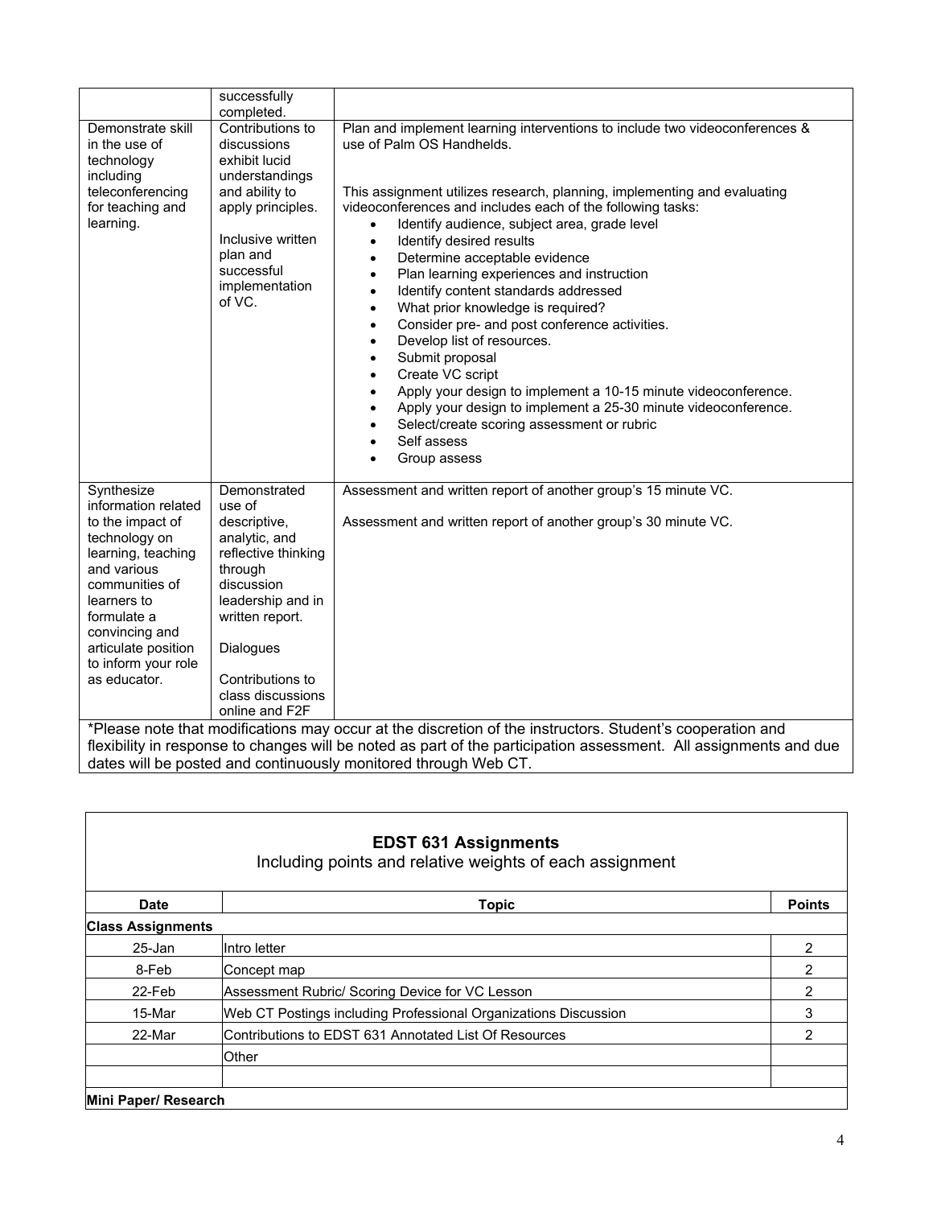| | | |
|---|---|---|
| | successfully completed. | |
| Demonstrate skill in the use of technology including teleconferencing for teaching and learning. | Contributions to discussions exhibit lucid understandings and ability to apply principles.<br><br>Inclusive written plan and successful implementation of VC. | Plan and implement learning interventions to include two videoconferences & use of Palm OS Handhelds.<br><br>This assignment utilizes research, planning, implementing and evaluating videoconferences and includes each of the following tasks:<br>• Identify audience, subject area, grade level<br>• Identify desired results<br>• Determine acceptable evidence<br>• Plan learning experiences and instruction<br>• Identify content standards addressed<br>• What prior knowledge is required?<br>• Consider pre- and post conference activities.<br>• Develop list of resources.<br>• Submit proposal<br>• Create VC script<br>• Apply your design to implement a 10-15 minute videoconference.<br>• Apply your design to implement a 25-30 minute videoconference.<br>• Select/create scoring assessment or rubric<br>• Self assess<br>• Group assess |
| Synthesize information related to the impact of technology on learning, teaching and various communities of learners to formulate a convincing and articulate position to inform your role as educator. | Demonstrated use of descriptive, analytic, and reflective thinking through discussion leadership and in written report.<br><br>Dialogues<br><br>Contributions to class discussions online and F2F | Assessment and written report of another group's 15 minute VC.<br><br>Assessment and written report of another group's 30 minute VC. |

*Please note that modifications may occur at the discretion of the instructors. Student's cooperation and flexibility in response to changes will be noted as part of the participation assessment. All assignments and due dates will be posted and continuously monitored through Web CT.

## EDST 631 Assignments

Including points and relative weights of each assignment

| Date | Topic | Points |
|---|---|---|
| **Class Assignments** | | |
| 25-Jan | Intro letter | 2 |
| 8-Feb | Concept map | 2 |
| 22-Feb | Assessment Rubric/ Scoring Device for VC Lesson | 2 |
| 15-Mar | Web CT Postings including Professional Organizations Discussion | 3 |
| 22-Mar | Contributions to EDST 631 Annotated List Of Resources | 2 |
| | Other | |
| | | |
| **Mini Paper/ Research** | | |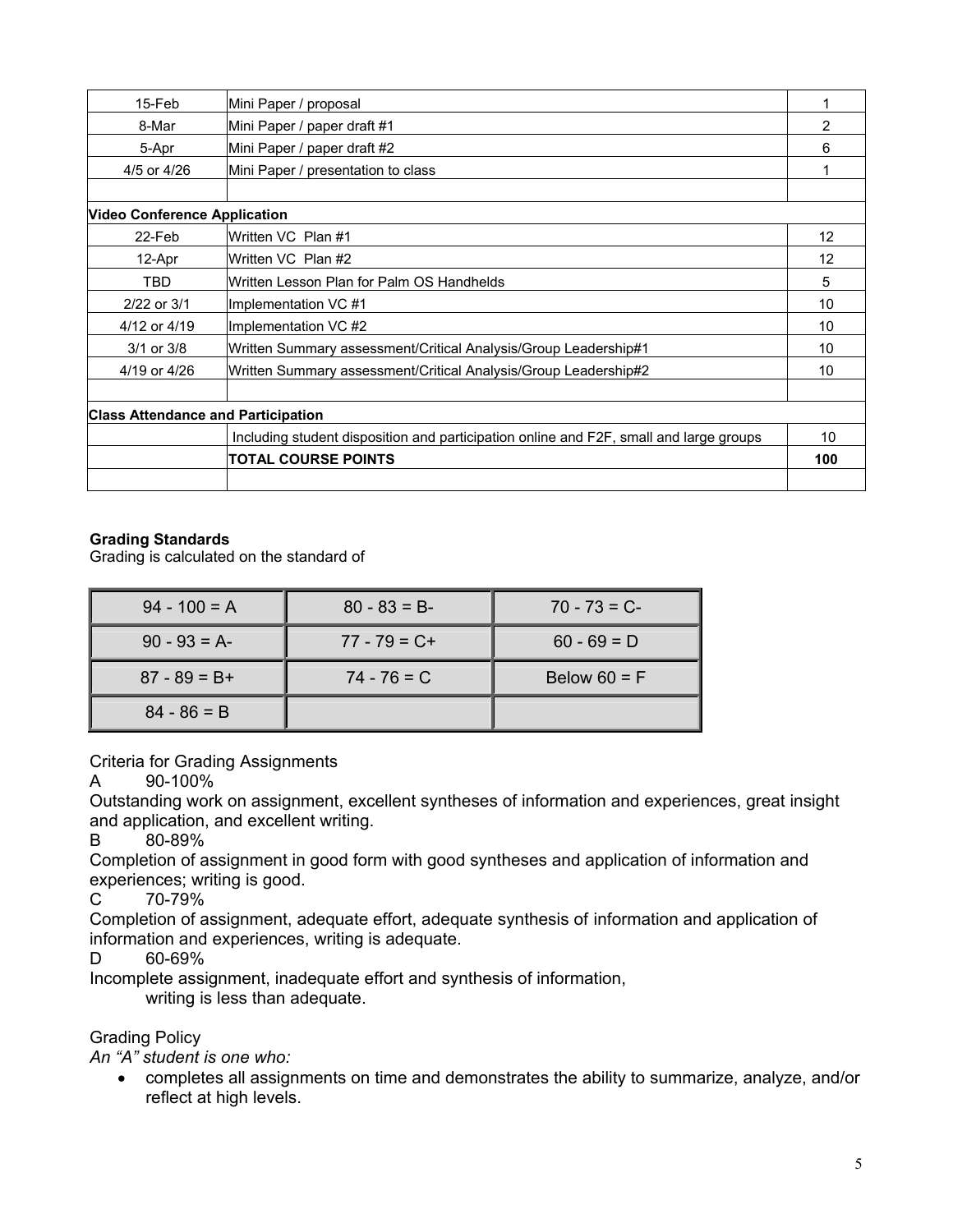| | | |
|---|---|---|
| 15-Feb | Mini Paper / proposal | 1 |
| 8-Mar | Mini Paper / paper draft #1 | 2 |
| 5-Apr | Mini Paper / paper draft #2 | 6 |
| 4/5 or 4/26 | Mini Paper / presentation to class | 1 |
| | | |
| **Video Conference Application** | | |
| 22-Feb | Written VC Plan #1 | 12 |
| 12-Apr | Written VC Plan #2 | 12 |
| TBD | Written Lesson Plan for Palm OS Handhelds | 5 |
| 2/22 or 3/1 | Implementation VC #1 | 10 |
| 4/12 or 4/19 | Implementation VC #2 | 10 |
| 3/1 or 3/8 | Written Summary assessment/Critical Analysis/Group Leadership#1 | 10 |
| 4/19 or 4/26 | Written Summary assessment/Critical Analysis/Group Leadership#2 | 10 |
| | | |
| **Class Attendance and Participation** | | |
| | Including student disposition and participation online and F2F, small and large groups | 10 |
| | **TOTAL COURSE POINTS** | **100** |
| | | |

**Grading Standards**

Grading is calculated on the standard of

| | | |
|---|---|---|
| 94 - 100 = A | 80 - 83 = B- | 70 - 73 = C- |
| 90 - 93 = A- | 77 - 79 = C+ | 60 - 69 = D |
| 87 - 89 = B+ | 74 - 76 = C | Below 60 = F |
| 84 - 86 = B | | |

Criteria for Grading Assignments

A 90-100%

Outstanding work on assignment, excellent syntheses of information and experiences, great insight and application, and excellent writing.

B 80-89%

Completion of assignment in good form with good syntheses and application of information and experiences; writing is good.

C 70-79%

Completion of assignment, adequate effort, adequate synthesis of information and application of information and experiences, writing is adequate.

D 60-69%

Incomplete assignment, inadequate effort and synthesis of information,
writing is less than adequate.

Grading Policy

*An "A" student is one who:*

- completes all assignments on time and demonstrates the ability to summarize, analyze, and/or reflect at high levels.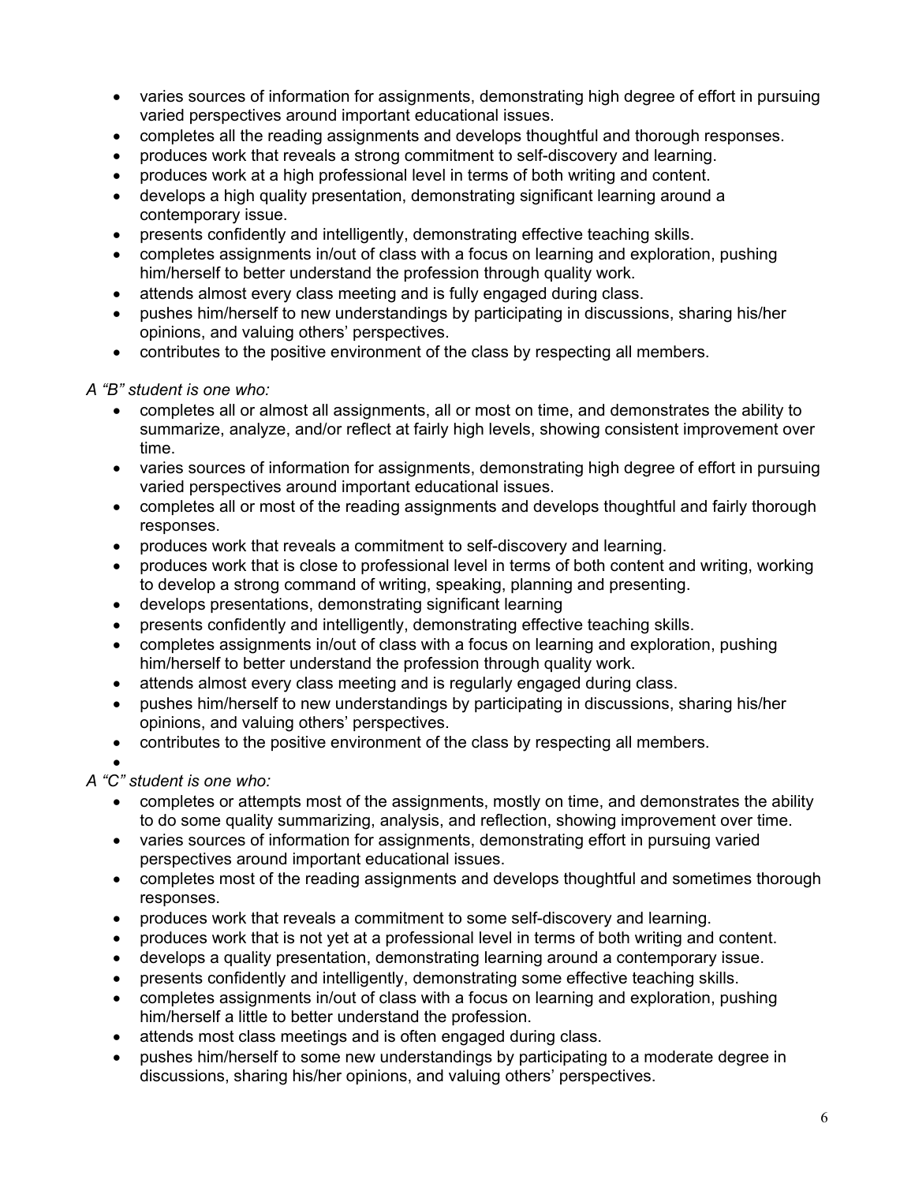- varies sources of information for assignments, demonstrating high degree of effort in pursuing varied perspectives around important educational issues.
- completes all the reading assignments and develops thoughtful and thorough responses.
- produces work that reveals a strong commitment to self-discovery and learning.
- produces work at a high professional level in terms of both writing and content.
- develops a high quality presentation, demonstrating significant learning around a contemporary issue.
- presents confidently and intelligently, demonstrating effective teaching skills.
- completes assignments in/out of class with a focus on learning and exploration, pushing him/herself to better understand the profession through quality work.
- attends almost every class meeting and is fully engaged during class.
- pushes him/herself to new understandings by participating in discussions, sharing his/her opinions, and valuing others' perspectives.
- contributes to the positive environment of the class by respecting all members.

*A "B" student is one who:*

- completes all or almost all assignments, all or most on time, and demonstrates the ability to summarize, analyze, and/or reflect at fairly high levels, showing consistent improvement over time.
- varies sources of information for assignments, demonstrating high degree of effort in pursuing varied perspectives around important educational issues.
- completes all or most of the reading assignments and develops thoughtful and fairly thorough responses.
- produces work that reveals a commitment to self-discovery and learning.
- produces work that is close to professional level in terms of both content and writing, working to develop a strong command of writing, speaking, planning and presenting.
- develops presentations, demonstrating significant learning
- presents confidently and intelligently, demonstrating effective teaching skills.
- completes assignments in/out of class with a focus on learning and exploration, pushing him/herself to better understand the profession through quality work.
- attends almost every class meeting and is regularly engaged during class.
- pushes him/herself to new understandings by participating in discussions, sharing his/her opinions, and valuing others' perspectives.
- contributes to the positive environment of the class by respecting all members.

*A "C" student is one who:*

- completes or attempts most of the assignments, mostly on time, and demonstrates the ability to do some quality summarizing, analysis, and reflection, showing improvement over time.
- varies sources of information for assignments, demonstrating effort in pursuing varied perspectives around important educational issues.
- completes most of the reading assignments and develops thoughtful and sometimes thorough responses.
- produces work that reveals a commitment to some self-discovery and learning.
- produces work that is not yet at a professional level in terms of both writing and content.
- develops a quality presentation, demonstrating learning around a contemporary issue.
- presents confidently and intelligently, demonstrating some effective teaching skills.
- completes assignments in/out of class with a focus on learning and exploration, pushing him/herself a little to better understand the profession.
- attends most class meetings and is often engaged during class.
- pushes him/herself to some new understandings by participating to a moderate degree in discussions, sharing his/her opinions, and valuing others' perspectives.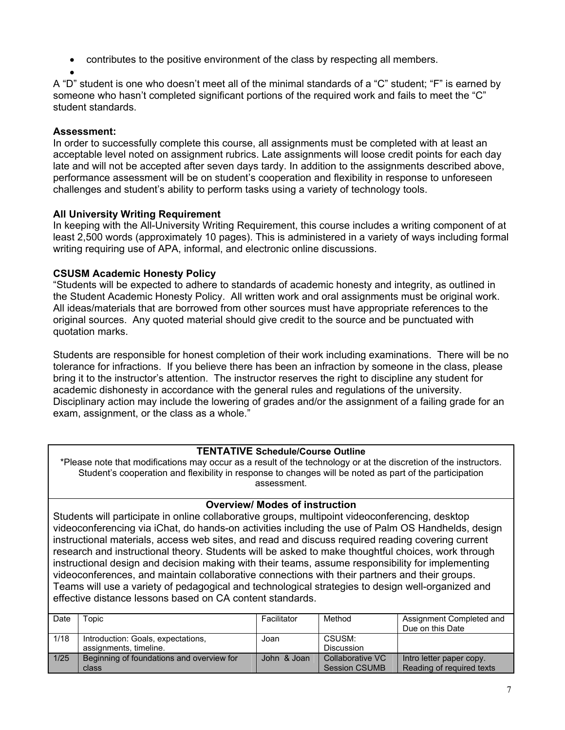- contributes to the positive environment of the class by respecting all members.
-

A "D" student is one who doesn't meet all of the minimal standards of a "C" student; "F" is earned by someone who hasn't completed significant portions of the required work and fails to meet the "C" student standards.

**Assessment:**
In order to successfully complete this course, all assignments must be completed with at least an acceptable level noted on assignment rubrics. Late assignments will loose credit points for each day late and will not be accepted after seven days tardy. In addition to the assignments described above, performance assessment will be on student's cooperation and flexibility in response to unforeseen challenges and student's ability to perform tasks using a variety of technology tools.

**All University Writing Requirement**
In keeping with the All-University Writing Requirement, this course includes a writing component of at least 2,500 words (approximately 10 pages). This is administered in a variety of ways including formal writing requiring use of APA, informal, and electronic online discussions.

**CSUSM Academic Honesty Policy**
"Students will be expected to adhere to standards of academic honesty and integrity, as outlined in the Student Academic Honesty Policy. All written work and oral assignments must be original work. All ideas/materials that are borrowed from other sources must have appropriate references to the original sources. Any quoted material should give credit to the source and be punctuated with quotation marks.

Students are responsible for honest completion of their work including examinations. There will be no tolerance for infractions. If you believe there has been an infraction by someone in the class, please bring it to the instructor's attention. The instructor reserves the right to discipline any student for academic dishonesty in accordance with the general rules and regulations of the university. Disciplinary action may include the lowering of grades and/or the assignment of a failing grade for an exam, assignment, or the class as a whole."

**TENTATIVE Schedule/Course Outline**

*Please note that modifications may occur as a result of the technology or at the discretion of the instructors. Student's cooperation and flexibility in response to changes will be noted as part of the participation assessment.

**Overview/ Modes of instruction**

Students will participate in online collaborative groups, multipoint videoconferencing, desktop videoconferencing via iChat, do hands-on activities including the use of Palm OS Handhelds, design instructional materials, access web sites, and read and discuss required reading covering current research and instructional theory. Students will be asked to make thoughtful choices, work through instructional design and decision making with their teams, assume responsibility for implementing videoconferences, and maintain collaborative connections with their partners and their groups. Teams will use a variety of pedagogical and technological strategies to design well-organized and effective distance lessons based on CA content standards.

| Date | Topic | Facilitator | Method | Assignment Completed and Due on this Date |
|---|---|---|---|---|
| 1/18 | Introduction: Goals, expectations, assignments, timeline. | Joan | CSUSM: Discussion | |
| 1/25 | Beginning of foundations and overview for class | John & Joan | Collaborative VC Session CSUMB | Intro letter paper copy. Reading of required texts |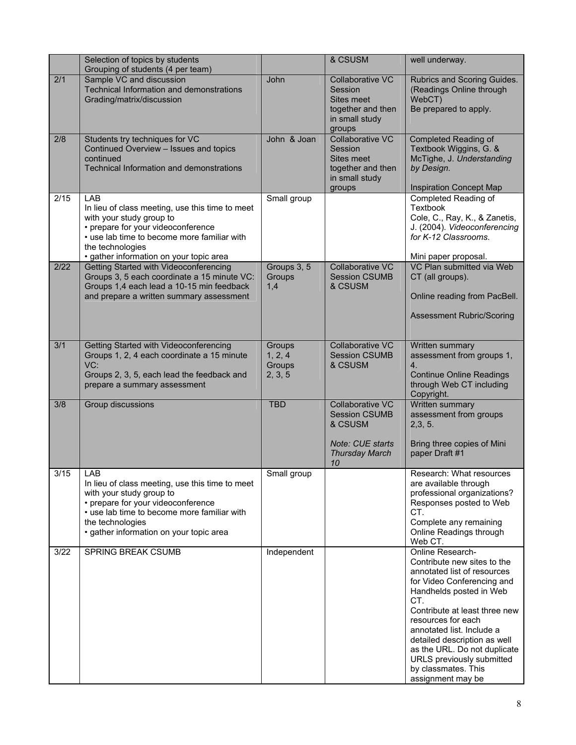| | | | | |
|---|---|---|---|---|
| | Selection of topics by students<br>Grouping of students (4 per team) | | & CSUSM | well underway. |
| 2/1 | Sample VC and discussion<br>Technical Information and demonstrations<br>Grading/matrix/discussion | John | Collaborative VC Session<br>Sites meet together and then in small study groups | Rubrics and Scoring Guides. (Readings Online through WebCT)<br>Be prepared to apply. |
| 2/8 | Students try techniques for VC<br>Continued Overview – Issues and topics continued<br>Technical Information and demonstrations | John & Joan | Collaborative VC Session<br>Sites meet together and then in small study groups | Completed Reading of Textbook Wiggins, G. & McTighe, J. *Understanding by Design*.<br><br>Inspiration Concept Map |
| 2/15 | LAB<br>In lieu of class meeting, use this time to meet with your study group to<br>• prepare for your videoconference<br>• use lab time to become more familiar with the technologies<br>• gather information on your topic area | Small group | | Completed Reading of Textbook<br>Cole, C., Ray, K., & Zanetis, J. (2004). *Videoconferencing for K-12 Classrooms*.<br><br>Mini paper proposal. |
| 2/22 | Getting Started with Videoconferencing<br>Groups 3, 5 each coordinate a 15 minute VC:<br>Groups 1,4 each lead a 10-15 min feedback and prepare a written summary assessment | Groups 3, 5<br>Groups 1,4 | Collaborative VC Session CSUMB & CSUSM | VC Plan submitted via Web CT (all groups).<br><br>Online reading from PacBell.<br><br>Assessment Rubric/Scoring |
| 3/1 | Getting Started with Videoconferencing<br>Groups 1, 2, 4 each coordinate a 15 minute VC:<br>Groups 2, 3, 5, each lead the feedback and prepare a summary assessment | Groups 1, 2, 4<br>Groups 2, 3, 5 | Collaborative VC Session CSUMB & CSUSM | Written summary assessment from groups 1, 4.<br>Continue Online Readings through Web CT including Copyright. |
| 3/8 | Group discussions | TBD | Collaborative VC Session CSUMB & CSUSM<br><br>*Note: CUE starts Thursday March 10* | Written summary assessment from groups 2,3, 5.<br><br>Bring three copies of Mini paper Draft #1 |
| 3/15 | LAB<br>In lieu of class meeting, use this time to meet with your study group to<br>• prepare for your videoconference<br>• use lab time to become more familiar with the technologies<br>• gather information on your topic area | Small group | | Research: What resources are available through professional organizations? Responses posted to Web CT.<br>Complete any remaining Online Readings through Web CT. |
| 3/22 | SPRING BREAK CSUMB | Independent | | Online Research-<br>Contribute new sites to the annotated list of resources for Video Conferencing and Handhelds posted in Web CT.<br>Contribute at least three new resources for each annotated list. Include a detailed description as well as the URL. Do not duplicate URLS previously submitted by classmates. This assignment may be |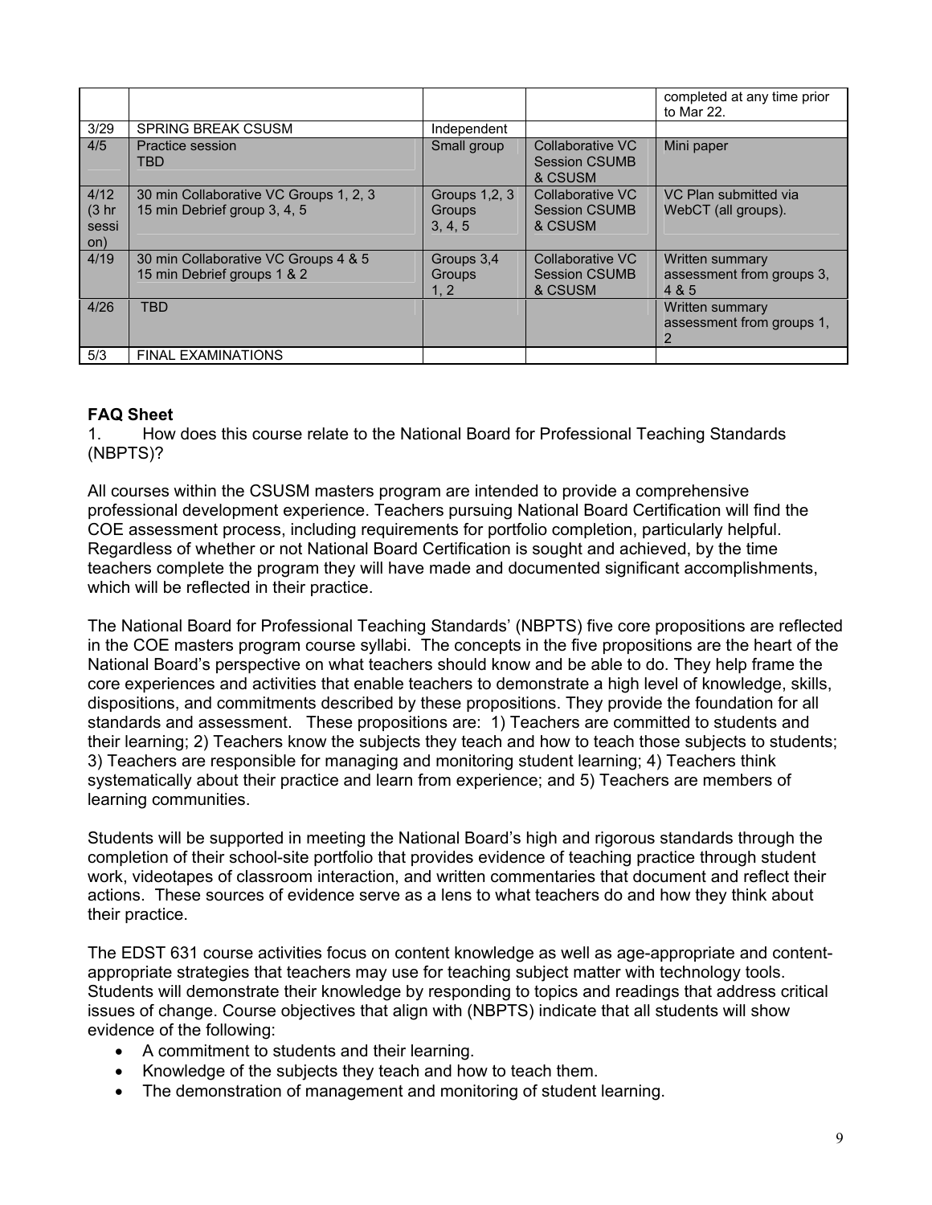| | | | | |
|---|---|---|---|---|
| | | | | completed at any time prior to Mar 22. |
| 3/29 | SPRING BREAK CSUSM | Independent | | |
| 4/5 | Practice session TBD | Small group | Collaborative VC Session CSUMB & CSUSM | Mini paper |
| 4/12 (3 hr session) | 30 min Collaborative VC Groups 1, 2, 3<br>15 min Debrief group 3, 4, 5 | Groups 1,2, 3 Groups 3, 4, 5 | Collaborative VC Session CSUMB & CSUSM | VC Plan submitted via WebCT (all groups). |
| 4/19 | 30 min Collaborative VC Groups 4 & 5<br>15 min Debrief groups 1 & 2 | Groups 3,4 Groups 1, 2 | Collaborative VC Session CSUMB & CSUSM | Written summary assessment from groups 3, 4 & 5 |
| 4/26 | TBD | | | Written summary assessment from groups 1, 2 |
| 5/3 | FINAL EXAMINATIONS | | | |

**FAQ Sheet**

1. How does this course relate to the National Board for Professional Teaching Standards (NBPTS)?

All courses within the CSUSM masters program are intended to provide a comprehensive professional development experience. Teachers pursuing National Board Certification will find the COE assessment process, including requirements for portfolio completion, particularly helpful. Regardless of whether or not National Board Certification is sought and achieved, by the time teachers complete the program they will have made and documented significant accomplishments, which will be reflected in their practice.

The National Board for Professional Teaching Standards' (NBPTS) five core propositions are reflected in the COE masters program course syllabi. The concepts in the five propositions are the heart of the National Board's perspective on what teachers should know and be able to do. They help frame the core experiences and activities that enable teachers to demonstrate a high level of knowledge, skills, dispositions, and commitments described by these propositions. They provide the foundation for all standards and assessment. These propositions are: 1) Teachers are committed to students and their learning; 2) Teachers know the subjects they teach and how to teach those subjects to students; 3) Teachers are responsible for managing and monitoring student learning; 4) Teachers think systematically about their practice and learn from experience; and 5) Teachers are members of learning communities.

Students will be supported in meeting the National Board's high and rigorous standards through the completion of their school-site portfolio that provides evidence of teaching practice through student work, videotapes of classroom interaction, and written commentaries that document and reflect their actions. These sources of evidence serve as a lens to what teachers do and how they think about their practice.

The EDST 631 course activities focus on content knowledge as well as age-appropriate and content-appropriate strategies that teachers may use for teaching subject matter with technology tools. Students will demonstrate their knowledge by responding to topics and readings that address critical issues of change. Course objectives that align with (NBPTS) indicate that all students will show evidence of the following:

- A commitment to students and their learning.
- Knowledge of the subjects they teach and how to teach them.
- The demonstration of management and monitoring of student learning.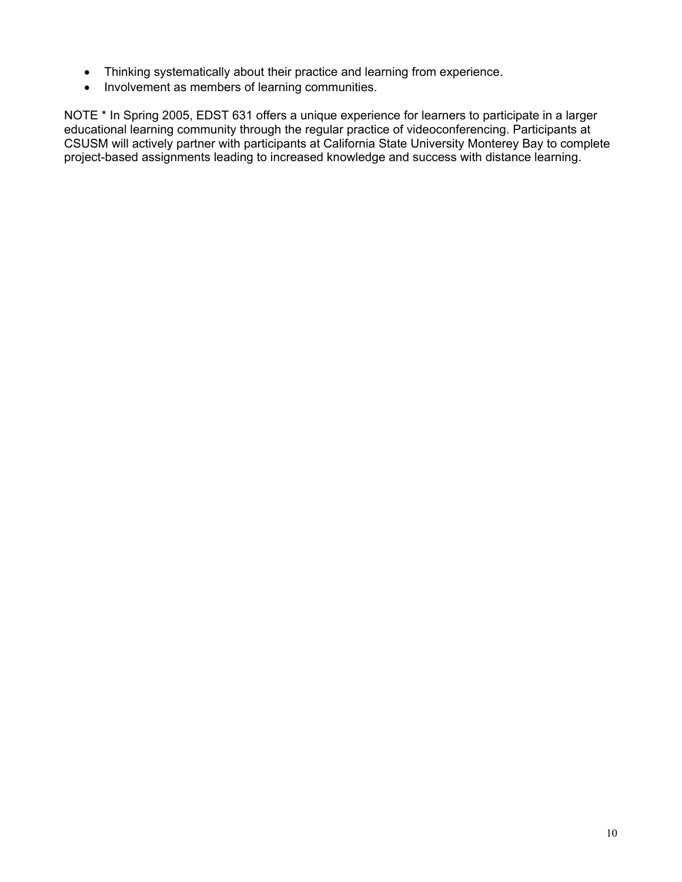- Thinking systematically about their practice and learning from experience.
- Involvement as members of learning communities.

NOTE * In Spring 2005, EDST 631 offers a unique experience for learners to participate in a larger educational learning community through the regular practice of videoconferencing. Participants at CSUSM will actively partner with participants at California State University Monterey Bay to complete project-based assignments leading to increased knowledge and success with distance learning.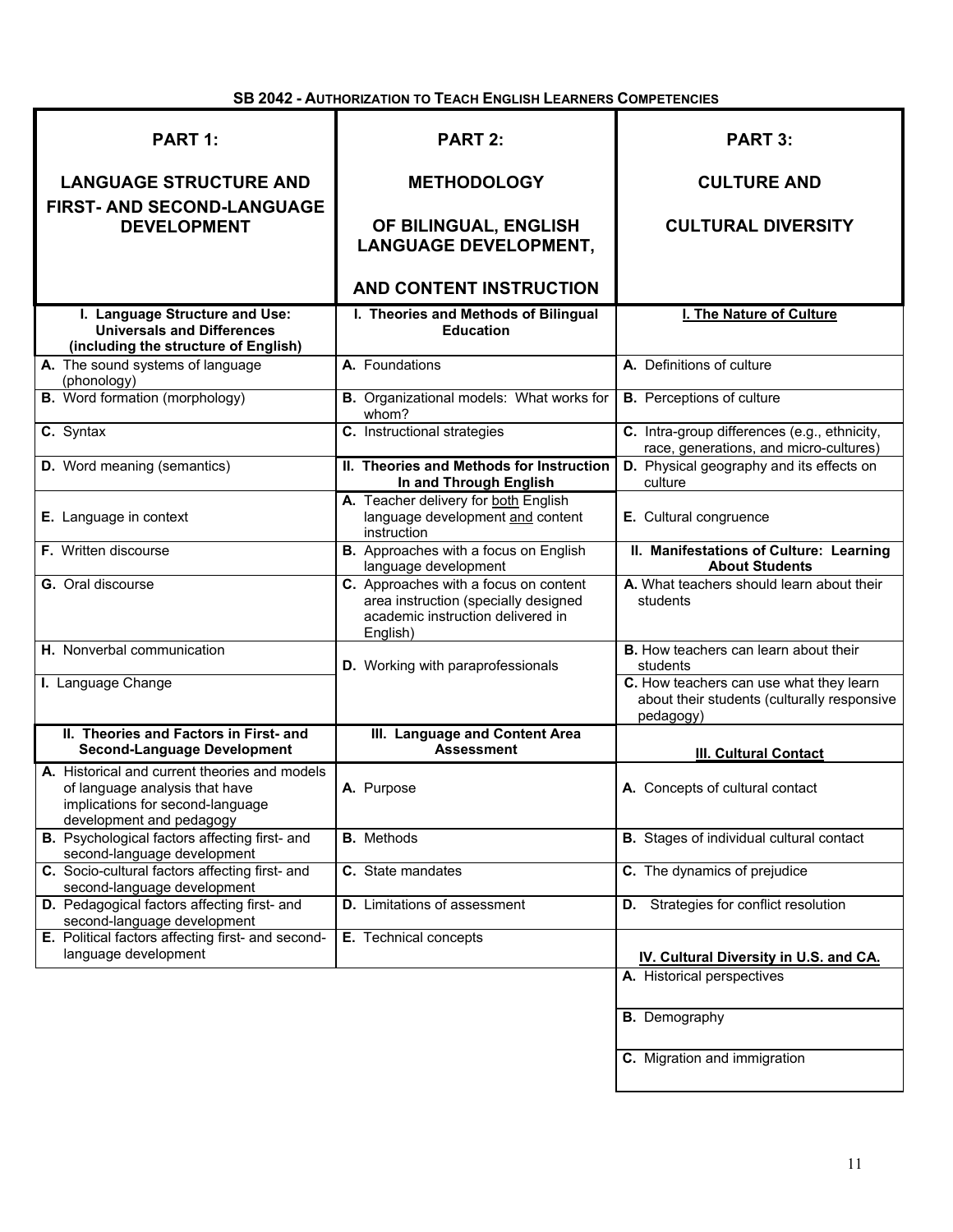**SB 2042 - AUTHORIZATION TO TEACH ENGLISH LEARNERS COMPETENCIES**

| PART 1: LANGUAGE STRUCTURE AND FIRST- AND SECOND-LANGUAGE DEVELOPMENT | PART 2: METHODOLOGY OF BILINGUAL, ENGLISH LANGUAGE DEVELOPMENT, AND CONTENT INSTRUCTION | PART 3: CULTURE AND CULTURAL DIVERSITY |
|---|---|---|
| **I. Language Structure and Use: Universals and Differences (including the structure of English)** | **I. Theories and Methods of Bilingual Education** | **I. The Nature of Culture** |
| **A.** The sound systems of language (phonology) | **A.** Foundations | **A.** Definitions of culture |
| **B.** Word formation (morphology) | **B.** Organizational models: What works for whom? | **B.** Perceptions of culture |
| **C.** Syntax | **C.** Instructional strategies | **C.** Intra-group differences (e.g., ethnicity, race, generations, and micro-cultures) |
| **D.** Word meaning (semantics) | **II. Theories and Methods for Instruction In and Through English** | **D.** Physical geography and its effects on culture |
| **E.** Language in context | **A.** Teacher delivery for both English language development and content instruction | **E.** Cultural congruence |
| **F.** Written discourse | **B.** Approaches with a focus on English language development | **II. Manifestations of Culture: Learning About Students** |
| **G.** Oral discourse | **C.** Approaches with a focus on content area instruction (specially designed academic instruction delivered in English) | **A.** What teachers should learn about their students |
| **H.** Nonverbal communication | **D.** Working with paraprofessionals | **B.** How teachers can learn about their students |
| **I.** Language Change | | **C.** How teachers can use what they learn about their students (culturally responsive pedagogy) |
| **II. Theories and Factors in First- and Second-Language Development** | **III. Language and Content Area Assessment** | **III. Cultural Contact** |
| **A.** Historical and current theories and models of language analysis that have implications for second-language development and pedagogy | **A.** Purpose | **A.** Concepts of cultural contact |
| **B.** Psychological factors affecting first- and second-language development | **B.** Methods | **B.** Stages of individual cultural contact |
| **C.** Socio-cultural factors affecting first- and second-language development | **C.** State mandates | **C.** The dynamics of prejudice |
| **D.** Pedagogical factors affecting first- and second-language development | **D.** Limitations of assessment | **D.** Strategies for conflict resolution |
| **E.** Political factors affecting first- and second-language development | **E.** Technical concepts | **IV. Cultural Diversity in U.S. and CA.** |
| | | **A.** Historical perspectives |
| | | **B.** Demography |
| | | **C.** Migration and immigration |